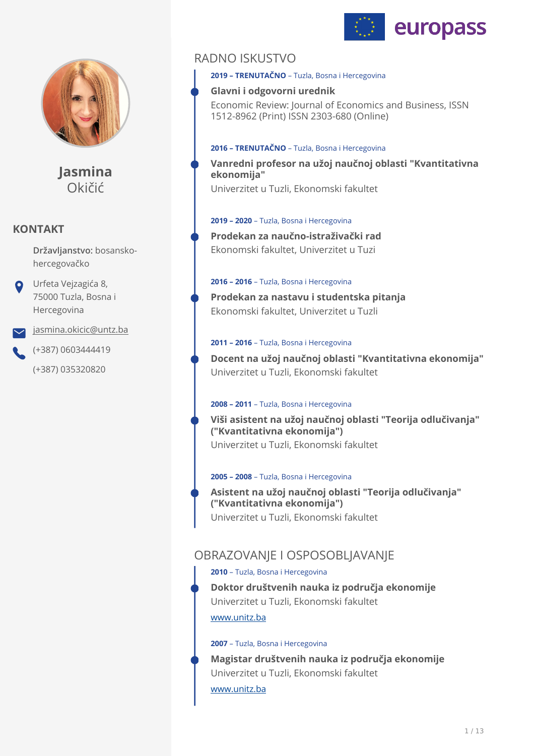# Jasmina Okičić

## KONTAKT

**Državljanstvo:** bosansko-hercegovačko

Urfeta Vejzagića 8, 75000 Tuzla, Bosna i Hercegovina

jasmina.okicic@untz.ba

(+387) 0603444419

(+387) 035320820

## RADNO ISKUSTVO

**2019 – TRENUTAČNO** – Tuzla, Bosna i Hercegovina

### Glavni i odgovorni urednik

Economic Review: Journal of Economics and Business, ISSN 1512-8962 (Print) ISSN 2303-680 (Online)

**2016 – TRENUTAČNO** – Tuzla, Bosna i Hercegovina

### Vanredni profesor na užoj naučnoj oblasti "Kvantitativna ekonomija"

Univerzitet u Tuzli, Ekonomski fakultet

**2019 – 2020** – Tuzla, Bosna i Hercegovina

### Prodekan za naučno-istraživački rad

Ekonomski fakultet, Univerzitet u Tuzi

**2016 – 2016** – Tuzla, Bosna i Hercegovina

### Prodekan za nastavu i studentska pitanja

Ekonomski fakultet, Univerzitet u Tuzli

**2011 – 2016** – Tuzla, Bosna i Hercegovina

### Docent na užoj naučnoj oblasti "Kvantitativna ekonomija"

Univerzitet u Tuzli, Ekonomski fakultet

**2008 – 2011** – Tuzla, Bosna i Hercegovina

### Viši asistent na užoj naučnoj oblasti "Teorija odlučivanja" ("Kvantitativna ekonomija")

Univerzitet u Tuzli, Ekonomski fakultet

**2005 – 2008** – Tuzla, Bosna i Hercegovina

### Asistent na užoj naučnoj oblasti "Teorija odlučivanja" ("Kvantitativna ekonomija")

Univerzitet u Tuzli, Ekonomski fakultet

## OBRAZOVANJE I OSPOSOBLJAVANJE

**2010** – Tuzla, Bosna i Hercegovina

### Doktor društvenih nauka iz područja ekonomije

Univerzitet u Tuzli, Ekonomski fakultet

www.unitz.ba

**2007** – Tuzla, Bosna i Hercegovina

### Magistar društvenih nauka iz područja ekonomije

Univerzitet u Tuzli, Ekonomski fakultet

www.unitz.ba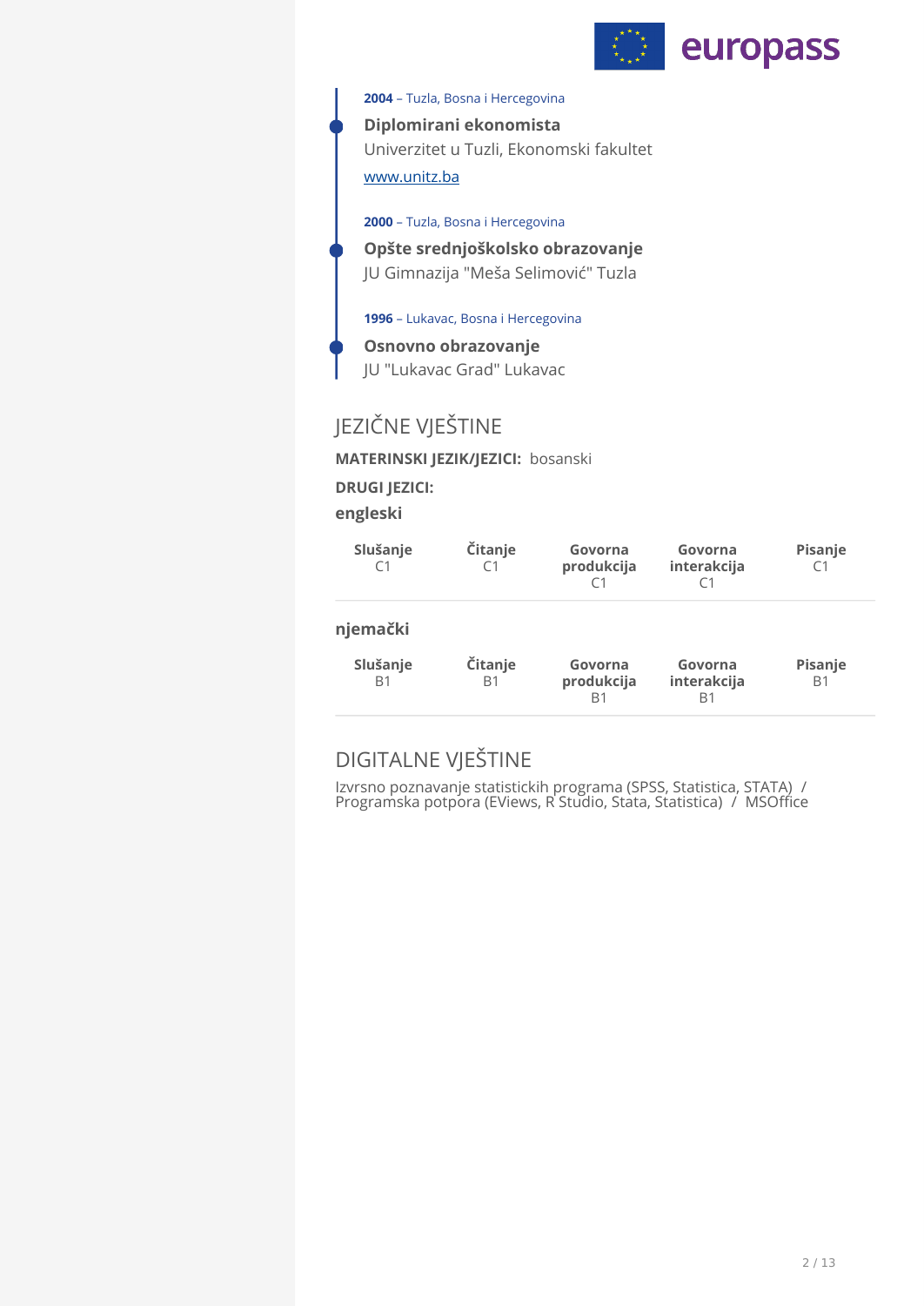**2004** – Tuzla, Bosna i Hercegovina

**Diplomirani ekonomista**
Univerzitet u Tuzli, Ekonomski fakultet
www.unitz.ba

**2000** – Tuzla, Bosna i Hercegovina

**Opšte srednjoškolsko obrazovanje**
JU Gimnazija "Meša Selimović" Tuzla

**1996** – Lukavac, Bosna i Hercegovina

**Osnovno obrazovanje**
JU "Lukavac Grad" Lukavac

## JEZIČNE VJEŠTINE

**MATERINSKI JEZIK/JEZICI:** bosanski

**DRUGI JEZICI:**

**engleski**

| Slušanje | Čitanje | Govorna produkcija | Govorna interakcija | Pisanje |
|---|---|---|---|---|
| C1 | C1 | C1 | C1 | C1 |

**njemački**

| Slušanje | Čitanje | Govorna produkcija | Govorna interakcija | Pisanje |
|---|---|---|---|---|
| B1 | B1 | B1 | B1 | B1 |

## DIGITALNE VJEŠTINE

Izvrsno poznavanje statistickih programa (SPSS, Statistica, STATA) / Programska potpora (EViews, R Studio, Stata, Statistica) / MSOffice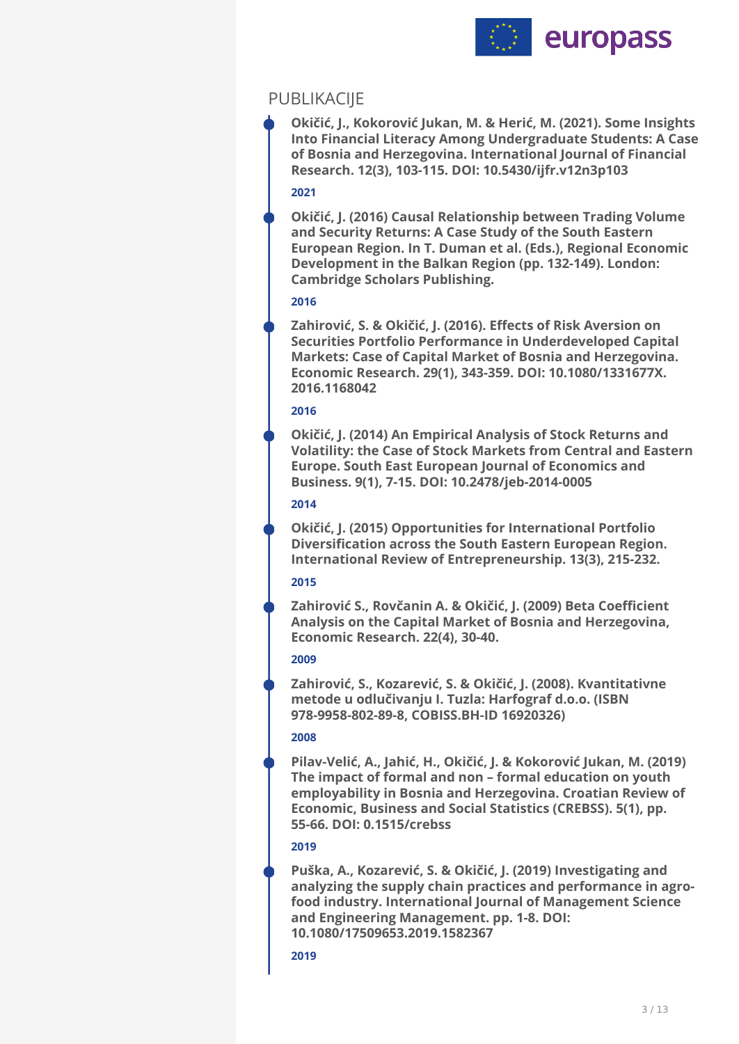## PUBLIKACIJE

**Okičić, J., Kokorović Jukan, M. & Herić, M. (2021). Some Insights Into Financial Literacy Among Undergraduate Students: A Case of Bosnia and Herzegovina. International Journal of Financial Research. 12(3), 103-115. DOI: 10.5430/ijfr.v12n3p103**

2021

**Okičić, J. (2016) Causal Relationship between Trading Volume and Security Returns: A Case Study of the South Eastern European Region. In T. Duman et al. (Eds.), Regional Economic Development in the Balkan Region (pp. 132-149). London: Cambridge Scholars Publishing.**

2016

**Zahirović, S. & Okičić, J. (2016). Effects of Risk Aversion on Securities Portfolio Performance in Underdeveloped Capital Markets: Case of Capital Market of Bosnia and Herzegovina. Economic Research. 29(1), 343-359. DOI: 10.1080/1331677X.2016.1168042**

2016

**Okičić, J. (2014) An Empirical Analysis of Stock Returns and Volatility: the Case of Stock Markets from Central and Eastern Europe. South East European Journal of Economics and Business. 9(1), 7-15. DOI: 10.2478/jeb-2014-0005**

2014

**Okičić, J. (2015) Opportunities for International Portfolio Diversification across the South Eastern European Region. International Review of Entrepreneurship. 13(3), 215-232.**

2015

**Zahirović S., Rovčanin A. & Okičić, J. (2009) Beta Coefficient Analysis on the Capital Market of Bosnia and Herzegovina, Economic Research. 22(4), 30-40.**

2009

**Zahirović, S., Kozarević, S. & Okičić, J. (2008). Kvantitativne metode u odlučivanju I. Tuzla: Harfograf d.o.o. (ISBN 978-9958-802-89-8, COBISS.BH-ID 16920326)**

2008

**Pilav-Velić, A., Jahić, H., Okičić, J. & Kokorović Jukan, M. (2019) The impact of formal and non – formal education on youth employability in Bosnia and Herzegovina. Croatian Review of Economic, Business and Social Statistics (CREBSS). 5(1), pp. 55-66. DOI: 0.1515/crebss**

2019

**Puška, A., Kozarević, S. & Okičić, J. (2019) Investigating and analyzing the supply chain practices and performance in agro-food industry. International Journal of Management Science and Engineering Management. pp. 1-8. DOI: 10.1080/17509653.2019.1582367**

2019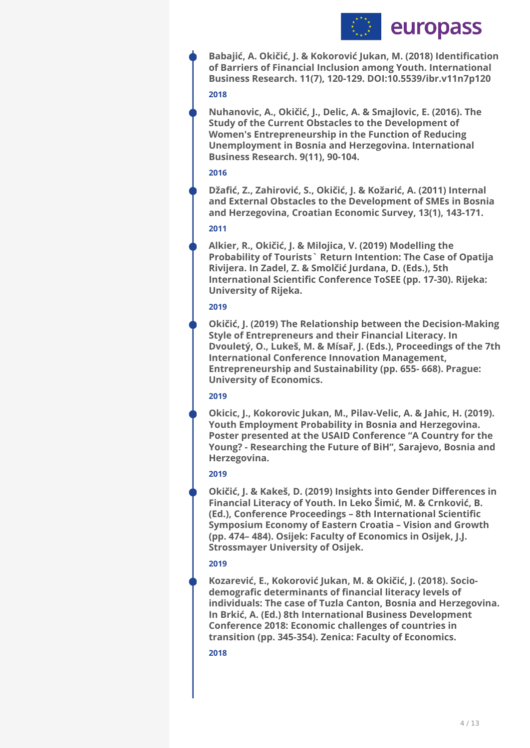**Babajić, A. Okičić, J. & Kokorović Jukan, M. (2018) Identification of Barriers of Financial Inclusion among Youth. International Business Research. 11(7), 120-129. DOI:10.5539/ibr.v11n7p120**

2018

**Nuhanovic, A., Okičić, J., Delic, A. & Smajlovic, E. (2016). The Study of the Current Obstacles to the Development of Women's Entrepreneurship in the Function of Reducing Unemployment in Bosnia and Herzegovina. International Business Research. 9(11), 90-104.**

2016

**Džafić, Z., Zahirović, S., Okičić, J. & Kožarić, A. (2011) Internal and External Obstacles to the Development of SMEs in Bosnia and Herzegovina, Croatian Economic Survey, 13(1), 143-171.**

2011

**Alkier, R., Okičić, J. & Milojica, V. (2019) Modelling the Probability of Tourists` Return Intention: The Case of Opatija Rivijera. In Zadel, Z. & Smolčić Jurdana, D. (Eds.), 5th International Scientific Conference ToSEE (pp. 17-30). Rijeka: University of Rijeka.**

2019

**Okičić, J. (2019) The Relationship between the Decision-Making Style of Entrepreneurs and their Financial Literacy. In Dvouletý, O., Lukeš, M. & Mísař, J. (Eds.), Proceedings of the 7th International Conference Innovation Management, Entrepreneurship and Sustainability (pp. 655- 668). Prague: University of Economics.**

2019

**Okicic, J., Kokorovic Jukan, M., Pilav-Velic, A. & Jahic, H. (2019). Youth Employment Probability in Bosnia and Herzegovina. Poster presented at the USAID Conference "A Country for the Young? - Researching the Future of BiH", Sarajevo, Bosnia and Herzegovina.**

2019

**Okičić, J. & Kakeš, D. (2019) Insights into Gender Differences in Financial Literacy of Youth. In Leko Šimić, M. & Crnković, B. (Ed.), Conference Proceedings – 8th International Scientific Symposium Economy of Eastern Croatia – Vision and Growth (pp. 474– 484). Osijek: Faculty of Economics in Osijek, J.J. Strossmayer University of Osijek.**

2019

**Kozarević, E., Kokorović Jukan, M. & Okičić, J. (2018). Socio-demografic determinants of financial literacy levels of individuals: The case of Tuzla Canton, Bosnia and Herzegovina. In Brkić, A. (Ed.) 8th International Business Development Conference 2018: Economic challenges of countries in transition (pp. 345-354). Zenica: Faculty of Economics.**

2018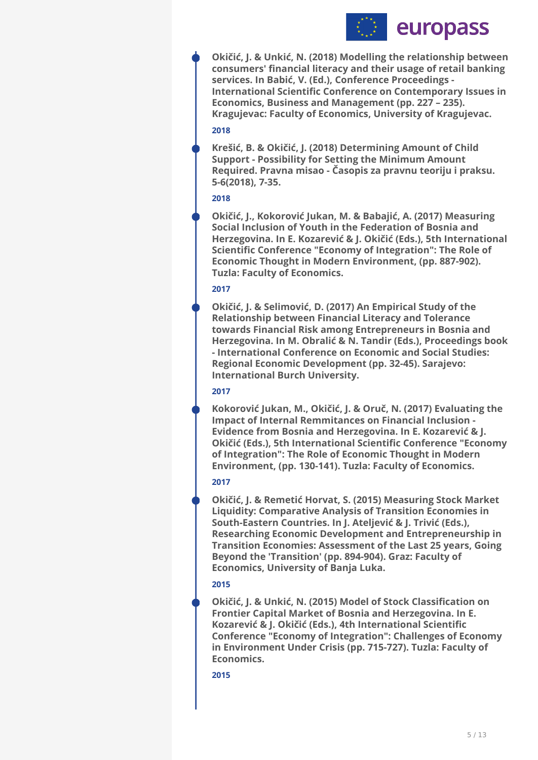**Okičić, J. & Unkić, N. (2018) Modelling the relationship between consumers' financial literacy and their usage of retail banking services. In Babić, V. (Ed.), Conference Proceedings - International Scientific Conference on Contemporary Issues in Economics, Business and Management (pp. 227 – 235). Kragujevac: Faculty of Economics, University of Kragujevac.**

2018

**Krešić, B. & Okičić, J. (2018) Determining Amount of Child Support - Possibility for Setting the Minimum Amount Required. Pravna misao - Časopis za pravnu teoriju i praksu. 5-6(2018), 7-35.**

2018

**Okičić, J., Kokorović Jukan, M. & Babajić, A. (2017) Measuring Social Inclusion of Youth in the Federation of Bosnia and Herzegovina. In E. Kozarević & J. Okičić (Eds.), 5th International Scientific Conference "Economy of Integration": The Role of Economic Thought in Modern Environment, (pp. 887-902). Tuzla: Faculty of Economics.**

2017

**Okičić, J. & Selimović, D. (2017) An Empirical Study of the Relationship between Financial Literacy and Tolerance towards Financial Risk among Entrepreneurs in Bosnia and Herzegovina. In M. Obralić & N. Tandir (Eds.), Proceedings book - International Conference on Economic and Social Studies: Regional Economic Development (pp. 32-45). Sarajevo: International Burch University.**

2017

**Kokorović Jukan, M., Okičić, J. & Oruč, N. (2017) Evaluating the Impact of Internal Remmitances on Financial Inclusion - Evidence from Bosnia and Herzegovina. In E. Kozarević & J. Okičić (Eds.), 5th International Scientific Conference "Economy of Integration": The Role of Economic Thought in Modern Environment, (pp. 130-141). Tuzla: Faculty of Economics.**

2017

**Okičić, J. & Remetić Horvat, S. (2015) Measuring Stock Market Liquidity: Comparative Analysis of Transition Economies in South-Eastern Countries. In J. Ateljević & J. Trivić (Eds.), Researching Economic Development and Entrepreneurship in Transition Economies: Assessment of the Last 25 years, Going Beyond the 'Transition' (pp. 894-904). Graz: Faculty of Economics, University of Banja Luka.**

2015

**Okičić, J. & Unkić, N. (2015) Model of Stock Classification on Frontier Capital Market of Bosnia and Herzegovina. In E. Kozarević & J. Okičić (Eds.), 4th International Scientific Conference "Economy of Integration": Challenges of Economy in Environment Under Crisis (pp. 715-727). Tuzla: Faculty of Economics.**

2015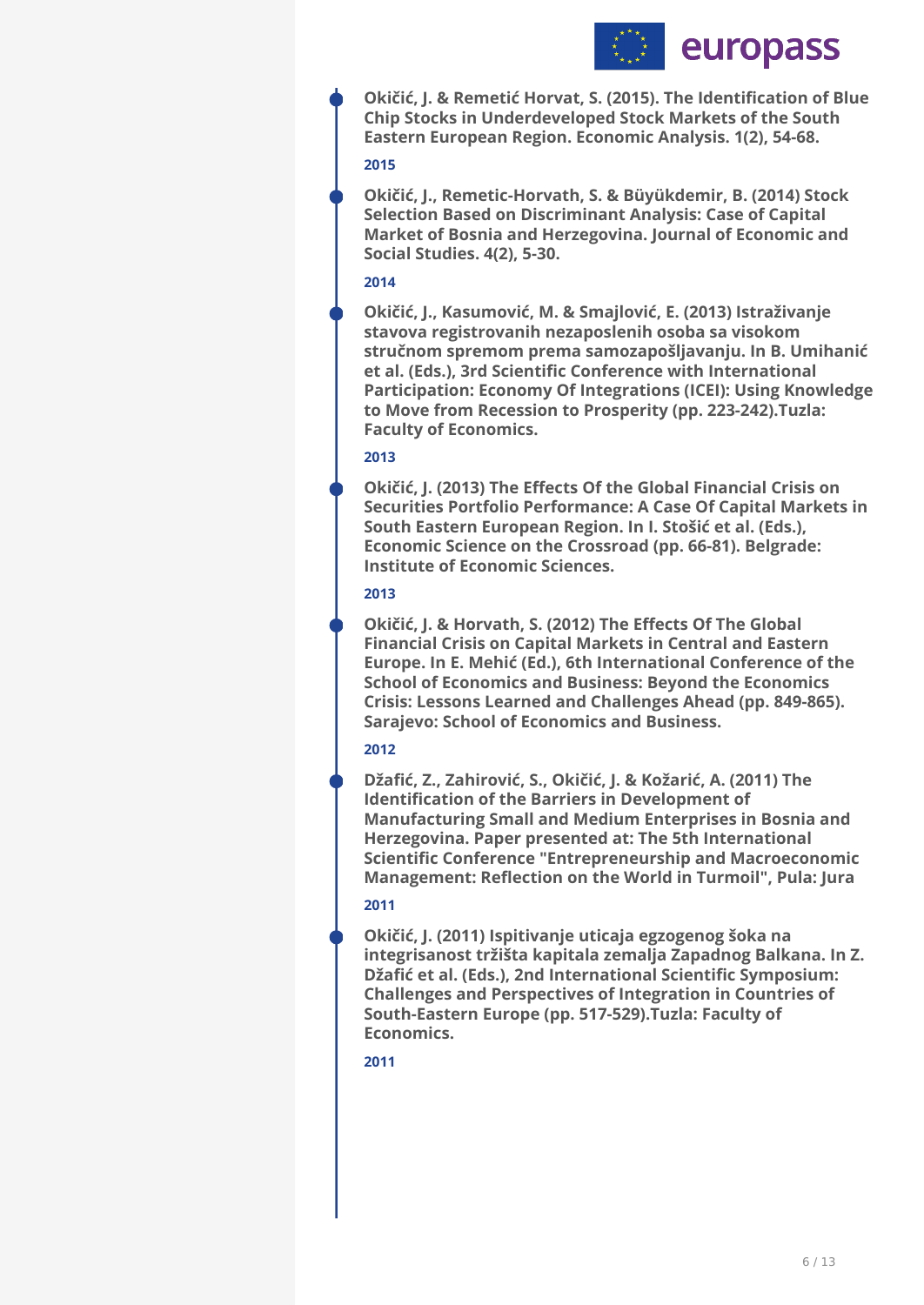**Okičić, J. & Remetić Horvat, S. (2015). The Identification of Blue Chip Stocks in Underdeveloped Stock Markets of the South Eastern European Region. Economic Analysis. 1(2), 54-68.**

2015

**Okičić, J., Remetic-Horvath, S. & Büyükdemir, B. (2014) Stock Selection Based on Discriminant Analysis: Case of Capital Market of Bosnia and Herzegovina. Journal of Economic and Social Studies. 4(2), 5-30.**

2014

**Okičić, J., Kasumović, M. & Smajlović, E. (2013) Istraživanje stavova registrovanih nezaposlenih osoba sa visokom stručnom spremom prema samozapošljavanju. In B. Umihanić et al. (Eds.), 3rd Scientific Conference with International Participation: Economy Of Integrations (ICEI): Using Knowledge to Move from Recession to Prosperity (pp. 223-242).Tuzla: Faculty of Economics.**

2013

**Okičić, J. (2013) The Effects Of the Global Financial Crisis on Securities Portfolio Performance: A Case Of Capital Markets in South Eastern European Region. In I. Stošić et al. (Eds.), Economic Science on the Crossroad (pp. 66-81). Belgrade: Institute of Economic Sciences.**

2013

**Okičić, J. & Horvath, S. (2012) The Effects Of The Global Financial Crisis on Capital Markets in Central and Eastern Europe. In E. Mehić (Ed.), 6th International Conference of the School of Economics and Business: Beyond the Economics Crisis: Lessons Learned and Challenges Ahead (pp. 849-865). Sarajevo: School of Economics and Business.**

2012

**Džafić, Z., Zahirović, S., Okičić, J. & Kožarić, A. (2011) The Identification of the Barriers in Development of Manufacturing Small and Medium Enterprises in Bosnia and Herzegovina. Paper presented at: The 5th International Scientific Conference "Entrepreneurship and Macroeconomic Management: Reflection on the World in Turmoil", Pula: Jura**

2011

**Okičić, J. (2011) Ispitivanje uticaja egzogenog šoka na integrisanost tržišta kapitala zemalja Zapadnog Balkana. In Z. Džafić et al. (Eds.), 2nd International Scientific Symposium: Challenges and Perspectives of Integration in Countries of South-Eastern Europe (pp. 517-529).Tuzla: Faculty of Economics.**

2011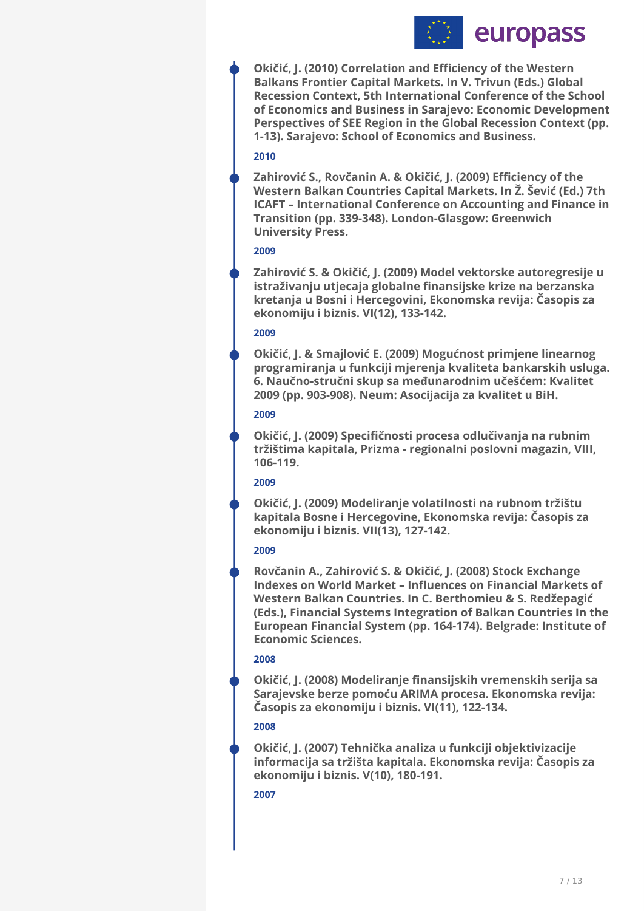**Okičić, J. (2010) Correlation and Efficiency of the Western Balkans Frontier Capital Markets. In V. Trivun (Eds.) Global Recession Context, 5th International Conference of the School of Economics and Business in Sarajevo: Economic Development Perspectives of SEE Region in the Global Recession Context (pp. 1-13). Sarajevo: School of Economics and Business.**

2010

**Zahirović S., Rovčanin A. & Okičić, J. (2009) Efficiency of the Western Balkan Countries Capital Markets. In Ž. Šević (Ed.) 7th ICAFT – International Conference on Accounting and Finance in Transition (pp. 339-348). London-Glasgow: Greenwich University Press.**

2009

**Zahirović S. & Okičić, J. (2009) Model vektorske autoregresije u istraživanju utjecaja globalne finansijske krize na berzanska kretanja u Bosni i Hercegovini, Ekonomska revija: Časopis za ekonomiju i biznis. VI(12), 133-142.**

2009

**Okičić, J. & Smajlović E. (2009) Mogućnost primjene linearnog programiranja u funkciji mjerenja kvaliteta bankarskih usluga. 6. Naučno-stručni skup sa međunarodnim učešćem: Kvalitet 2009 (pp. 903-908). Neum: Asocijacija za kvalitet u BiH.**

2009

**Okičić, J. (2009) Specifičnosti procesa odlučivanja na rubnim tržištima kapitala, Prizma - regionalni poslovni magazin, VIII, 106-119.**

2009

**Okičić, J. (2009) Modeliranje volatilnosti na rubnom tržištu kapitala Bosne i Hercegovine, Ekonomska revija: Časopis za ekonomiju i biznis. VII(13), 127-142.**

2009

**Rovčanin A., Zahirović S. & Okičić, J. (2008) Stock Exchange Indexes on World Market – Influences on Financial Markets of Western Balkan Countries. In C. Berthomieu & S. Redžepagić (Eds.), Financial Systems Integration of Balkan Countries In the European Financial System (pp. 164-174). Belgrade: Institute of Economic Sciences.**

2008

**Okičić, J. (2008) Modeliranje finansijskih vremenskih serija sa Sarajevske berze pomoću ARIMA procesa. Ekonomska revija: Časopis za ekonomiju i biznis. VI(11), 122-134.**

2008

**Okičić, J. (2007) Tehnička analiza u funkciji objektivizacije informacija sa tržišta kapitala. Ekonomska revija: Časopis za ekonomiju i biznis. V(10), 180-191.**

2007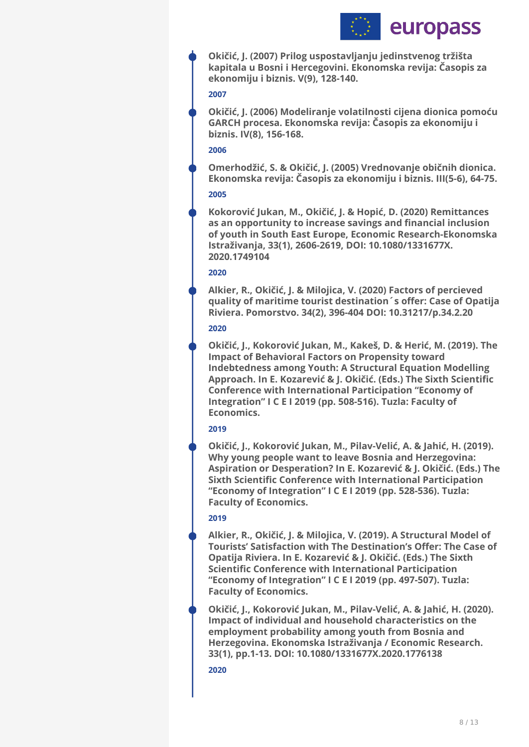**Okičić, J. (2007) Prilog uspostavljanju jedinstvenog tržišta kapitala u Bosni i Hercegovini. Ekonomska revija: Časopis za ekonomiju i biznis. V(9), 128-140.**

2007

**Okičić, J. (2006) Modeliranje volatilnosti cijena dionica pomoću GARCH procesa. Ekonomska revija: Časopis za ekonomiju i biznis. IV(8), 156-168.**

2006

**Omerhodžić, S. & Okičić, J. (2005) Vrednovanje običnih dionica. Ekonomska revija: Časopis za ekonomiju i biznis. III(5-6), 64-75.**

2005

**Kokorović Jukan, M., Okičić, J. & Hopić, D. (2020) Remittances as an opportunity to increase savings and financial inclusion of youth in South East Europe, Economic Research-Ekonomska Istraživanja, 33(1), 2606-2619, DOI: 10.1080/1331677X. 2020.1749104**

2020

**Alkier, R., Okičić, J. & Milojica, V. (2020) Factors of percieved quality of maritime tourist destination´s offer: Case of Opatija Riviera. Pomorstvo. 34(2), 396-404 DOI: 10.31217/p.34.2.20**

2020

**Okičić, J., Kokorović Jukan, M., Kakeš, D. & Herić, M. (2019). The Impact of Behavioral Factors on Propensity toward Indebtedness among Youth: A Structural Equation Modelling Approach. In E. Kozarević & J. Okičić. (Eds.) The Sixth Scientific Conference with International Participation "Economy of Integration" I C E I 2019 (pp. 508-516). Tuzla: Faculty of Economics.**

2019

**Okičić, J., Kokorović Jukan, M., Pilav-Velić, A. & Jahić, H. (2019). Why young people want to leave Bosnia and Herzegovina: Aspiration or Desperation? In E. Kozarević & J. Okičić. (Eds.) The Sixth Scientific Conference with International Participation "Economy of Integration" I C E I 2019 (pp. 528-536). Tuzla: Faculty of Economics.**

2019

**Alkier, R., Okičić, J. & Milojica, V. (2019). A Structural Model of Tourists' Satisfaction with The Destination's Offer: The Case of Opatija Riviera. In E. Kozarević & J. Okičić. (Eds.) The Sixth Scientific Conference with International Participation "Economy of Integration" I C E I 2019 (pp. 497-507). Tuzla: Faculty of Economics.**

**Okičić, J., Kokorović Jukan, M., Pilav-Velić, A. & Jahić, H. (2020). Impact of individual and household characteristics on the employment probability among youth from Bosnia and Herzegovina. Ekonomska Istraživanja / Economic Research. 33(1), pp.1-13. DOI: 10.1080/1331677X.2020.1776138**

2020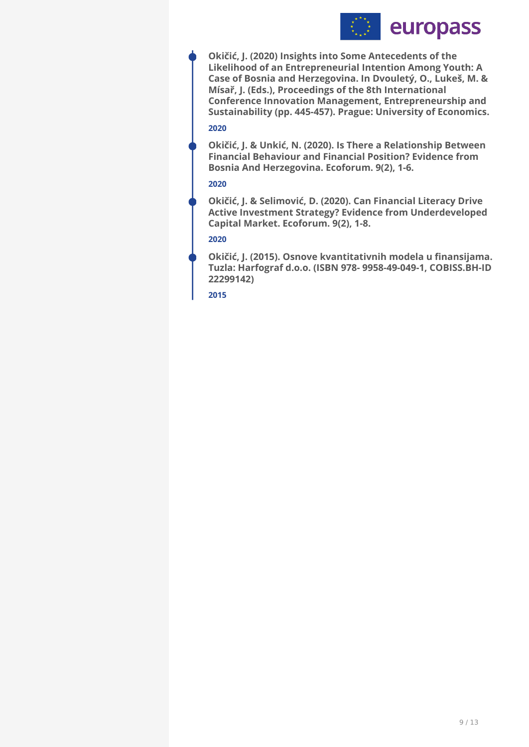**Okičić, J. (2020) Insights into Some Antecedents of the Likelihood of an Entrepreneurial Intention Among Youth: A Case of Bosnia and Herzegovina. In Dvouletý, O., Lukeš, M. & Mísař, J. (Eds.), Proceedings of the 8th International Conference Innovation Management, Entrepreneurship and Sustainability (pp. 445-457). Prague: University of Economics.**

2020

**Okičić, J. & Unkić, N. (2020). Is There a Relationship Between Financial Behaviour and Financial Position? Evidence from Bosnia And Herzegovina. Ecoforum. 9(2), 1-6.**

2020

**Okičić, J. & Selimović, D. (2020). Can Financial Literacy Drive Active Investment Strategy? Evidence from Underdeveloped Capital Market. Ecoforum. 9(2), 1-8.**

2020

**Okičić, J. (2015). Osnove kvantitativnih modela u finansijama. Tuzla: Harfograf d.o.o. (ISBN 978- 9958-49-049-1, COBISS.BH-ID 22299142)**

2015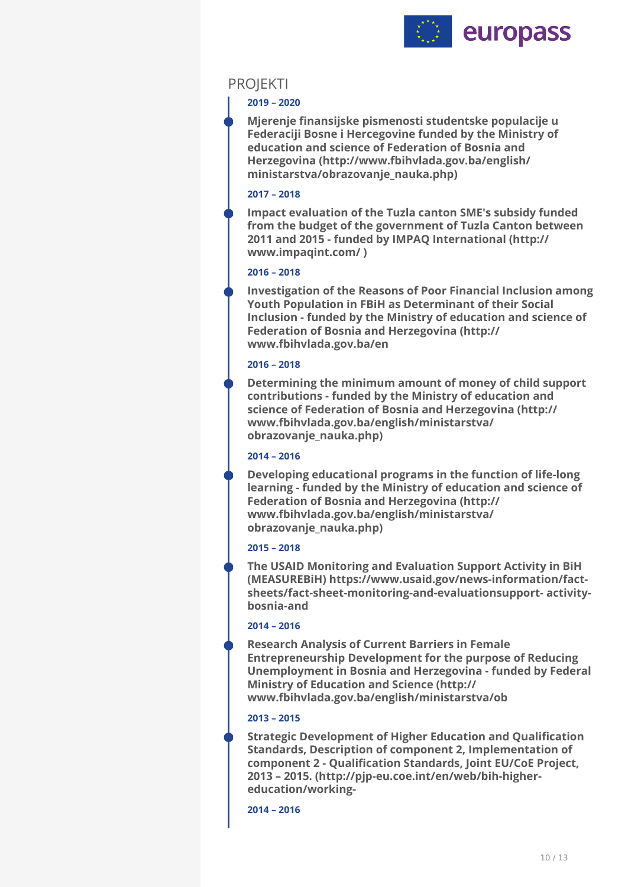## PROJEKTI

**2019 – 2020**

**Mjerenje finansijske pismenosti studentske populacije u Federaciji Bosne i Hercegovine funded by the Ministry of education and science of Federation of Bosnia and Herzegovina (http://www.fbihvlada.gov.ba/english/ministarstva/obrazovanje_nauka.php)**

**2017 – 2018**

**Impact evaluation of the Tuzla canton SME's subsidy funded from the budget of the government of Tuzla Canton between 2011 and 2015 - funded by IMPAQ International (http://www.impaqint.com/ )**

**2016 – 2018**

**Investigation of the Reasons of Poor Financial Inclusion among Youth Population in FBiH as Determinant of their Social Inclusion - funded by the Ministry of education and science of Federation of Bosnia and Herzegovina (http://www.fbihvlada.gov.ba/en**

**2016 – 2018**

**Determining the minimum amount of money of child support contributions - funded by the Ministry of education and science of Federation of Bosnia and Herzegovina (http://www.fbihvlada.gov.ba/english/ministarstva/obrazovanje_nauka.php)**

**2014 – 2016**

**Developing educational programs in the function of life-long learning - funded by the Ministry of education and science of Federation of Bosnia and Herzegovina (http://www.fbihvlada.gov.ba/english/ministarstva/obrazovanje_nauka.php)**

**2015 – 2018**

**The USAID Monitoring and Evaluation Support Activity in BiH (MEASUREBiH) https://www.usaid.gov/news-information/fact-sheets/fact-sheet-monitoring-and-evaluationsupport- activity-bosnia-and**

**2014 – 2016**

**Research Analysis of Current Barriers in Female Entrepreneurship Development for the purpose of Reducing Unemployment in Bosnia and Herzegovina - funded by Federal Ministry of Education and Science (http://www.fbihvlada.gov.ba/english/ministarstva/ob**

**2013 – 2015**

**Strategic Development of Higher Education and Qualification Standards, Description of component 2, Implementation of component 2 - Qualification Standards, Joint EU/CoE Project, 2013 – 2015. (http://pjp-eu.coe.int/en/web/bih-higher-education/working-**

**2014 – 2016**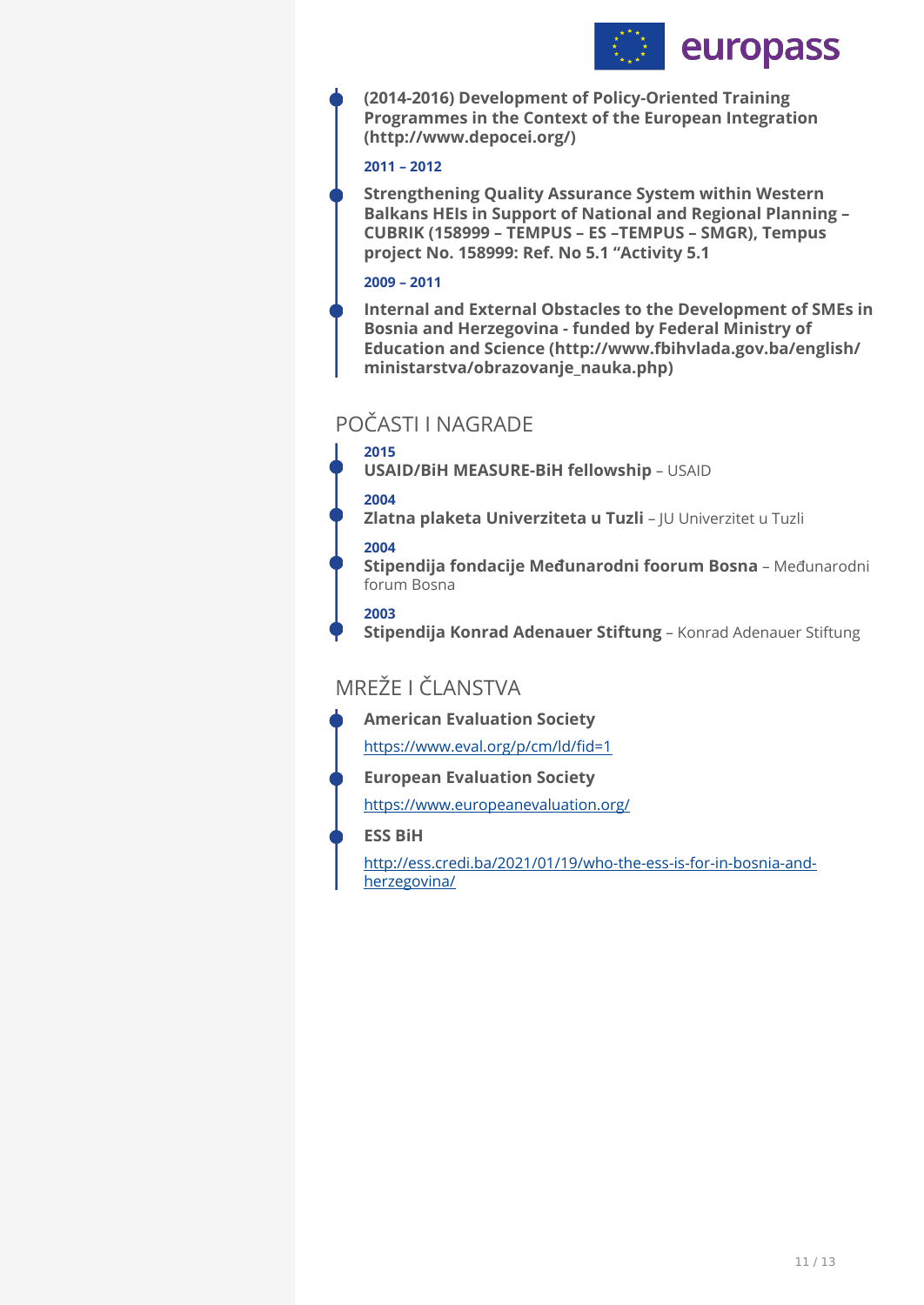**(2014-2016) Development of Policy-Oriented Training Programmes in the Context of the European Integration (http://www.depocei.org/)**

**2011 – 2012**

**Strengthening Quality Assurance System within Western Balkans HEIs in Support of National and Regional Planning – CUBRIK (158999 – TEMPUS – ES –TEMPUS – SMGR), Tempus project No. 158999: Ref. No 5.1 "Activity 5.1**

**2009 – 2011**

**Internal and External Obstacles to the Development of SMEs in Bosnia and Herzegovina - funded by Federal Ministry of Education and Science (http://www.fbihvlada.gov.ba/english/ministarstva/obrazovanje_nauka.php)**

## POČASTI I NAGRADE

**2015**
**USAID/BiH MEASURE-BiH fellowship** – USAID

**2004**
**Zlatna plaketa Univerziteta u Tuzli** – JU Univerzitet u Tuzli

**2004**
**Stipendija fondacije Međunarodni foorum Bosna** – Međunarodni forum Bosna

**2003**
**Stipendija Konrad Adenauer Stiftung** – Konrad Adenauer Stiftung

## MREŽE I ČLANSTVA

**American Evaluation Society**

https://www.eval.org/p/cm/ld/fid=1

**European Evaluation Society**

https://www.europeanevaluation.org/

**ESS BiH**

http://ess.credi.ba/2021/01/19/who-the-ess-is-for-in-bosnia-and-herzegovina/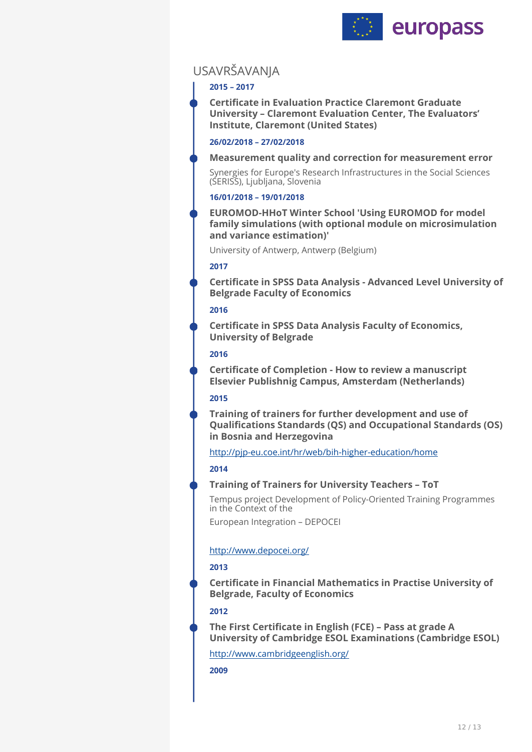## USAVRŠAVANJA

**2015 – 2017**

**Certificate in Evaluation Practice Claremont Graduate University – Claremont Evaluation Center, The Evaluators' Institute, Claremont (United States)**

**26/02/2018 – 27/02/2018**

**Measurement quality and correction for measurement error**

Synergies for Europe's Research Infrastructures in the Social Sciences (SERISS), Ljubljana, Slovenia

**16/01/2018 – 19/01/2018**

**EUROMOD-HHoT Winter School 'Using EUROMOD for model family simulations (with optional module on microsimulation and variance estimation)'**

University of Antwerp, Antwerp (Belgium)

**2017**

**Certificate in SPSS Data Analysis - Advanced Level University of Belgrade Faculty of Economics**

**2016**

**Certificate in SPSS Data Analysis Faculty of Economics, University of Belgrade**

**2016**

**Certificate of Completion - How to review a manuscript Elsevier Publishnig Campus, Amsterdam (Netherlands)**

**2015**

**Training of trainers for further development and use of Qualifications Standards (QS) and Occupational Standards (OS) in Bosnia and Herzegovina**

http://pjp-eu.coe.int/hr/web/bih-higher-education/home

**2014**

**Training of Trainers for University Teachers – ToT**

Tempus project Development of Policy-Oriented Training Programmes in the Context of the

European Integration – DEPOCEI

http://www.depocei.org/

**2013**

**Certificate in Financial Mathematics in Practise University of Belgrade, Faculty of Economics**

**2012**

**The First Certificate in English (FCE) – Pass at grade A University of Cambridge ESOL Examinations (Cambridge ESOL)**

http://www.cambridgeenglish.org/

**2009**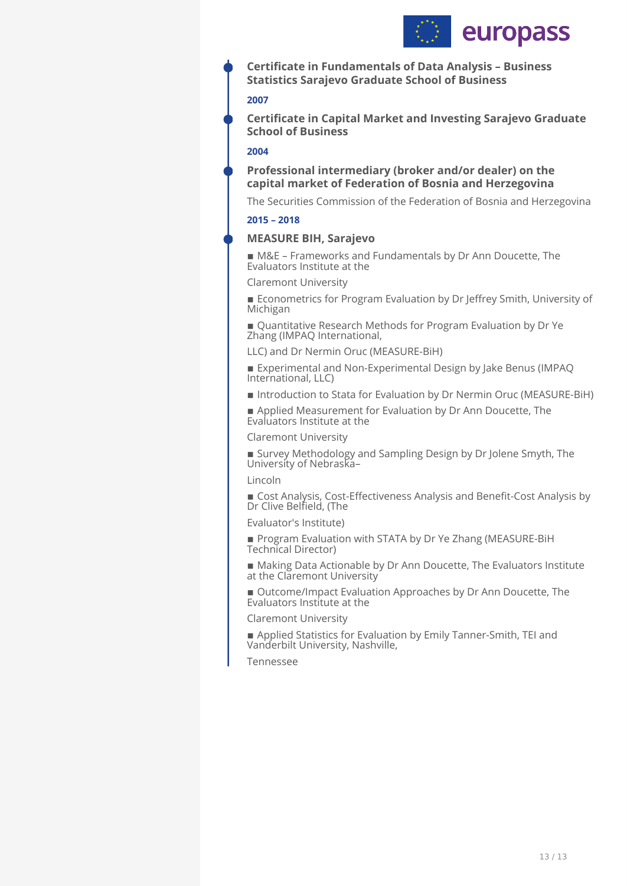**Certificate in Fundamentals of Data Analysis – Business Statistics Sarajevo Graduate School of Business**

**2007**

**Certificate in Capital Market and Investing Sarajevo Graduate School of Business**

**2004**

**Professional intermediary (broker and/or dealer) on the capital market of Federation of Bosnia and Herzegovina**

The Securities Commission of the Federation of Bosnia and Herzegovina

**2015 – 2018**

**MEASURE BIH, Sarajevo**

■ M&E – Frameworks and Fundamentals by Dr Ann Doucette, The Evaluators Institute at the

Claremont University

■ Econometrics for Program Evaluation by Dr Jeffrey Smith, University of Michigan

■ Quantitative Research Methods for Program Evaluation by Dr Ye Zhang (IMPAQ International,

LLC) and Dr Nermin Oruc (MEASURE-BiH)

■ Experimental and Non-Experimental Design by Jake Benus (IMPAQ International, LLC)

■ Introduction to Stata for Evaluation by Dr Nermin Oruc (MEASURE-BiH)

■ Applied Measurement for Evaluation by Dr Ann Doucette, The Evaluators Institute at the

Claremont University

■ Survey Methodology and Sampling Design by Dr Jolene Smyth, The University of Nebraska–

Lincoln

■ Cost Analysis, Cost-Effectiveness Analysis and Benefit-Cost Analysis by Dr Clive Belfield, (The

Evaluator's Institute)

■ Program Evaluation with STATA by Dr Ye Zhang (MEASURE-BiH Technical Director)

■ Making Data Actionable by Dr Ann Doucette, The Evaluators Institute at the Claremont University

■ Outcome/Impact Evaluation Approaches by Dr Ann Doucette, The Evaluators Institute at the

Claremont University

■ Applied Statistics for Evaluation by Emily Tanner-Smith, TEI and Vanderbilt University, Nashville,

Tennessee